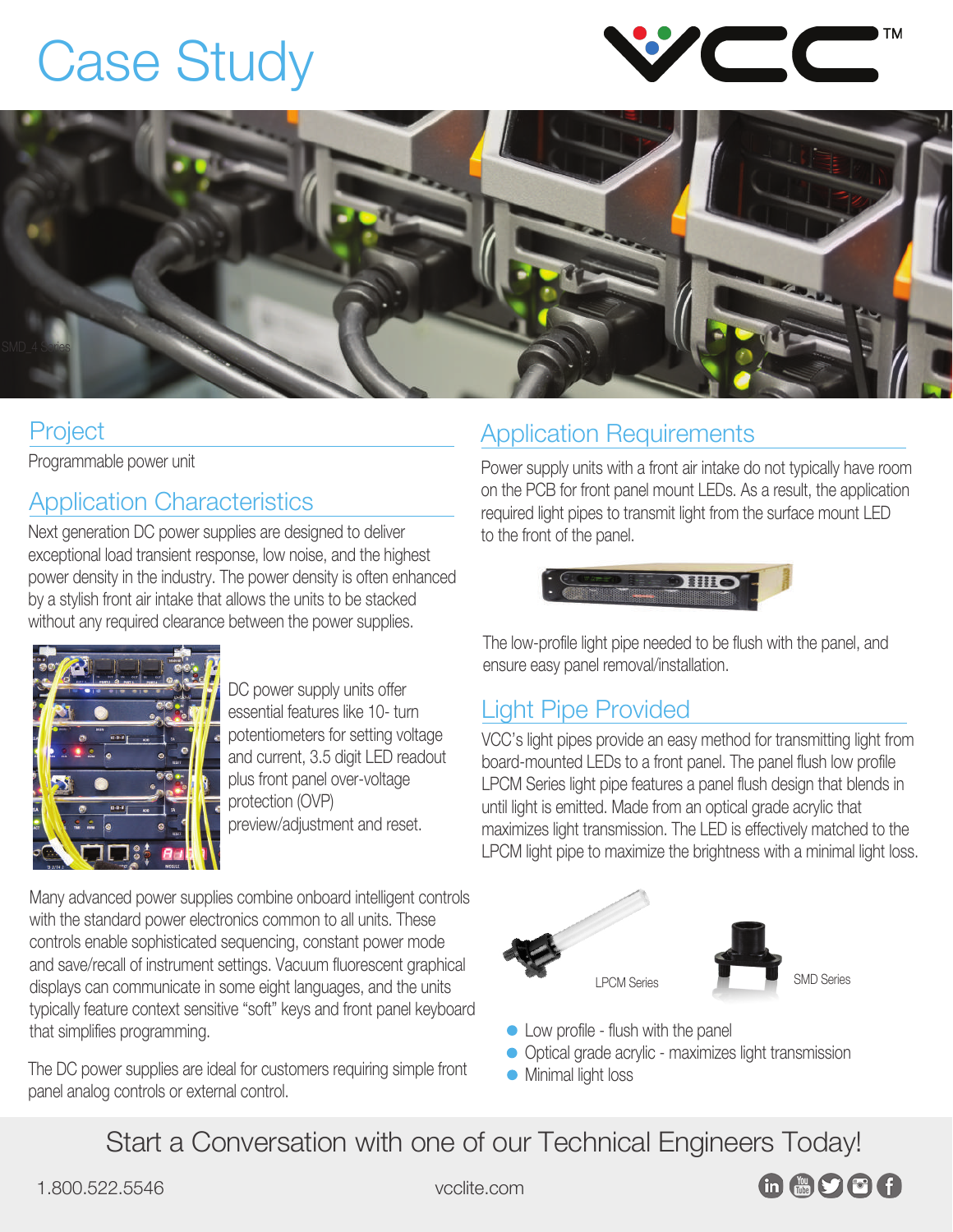# Case Study

## Project

Programmable power unit

## Application Characteristics

Next generation DC power supplies are designed to deliver exceptional load transient response, low noise, and the highest power density in the industry. The power density is often enhanced by a stylish front air intake that allows the units to be stacked without any required clearance between the power supplies.

DC power supply units offer essential features like 10- turn potentiometers for setting voltage and current, 3.5 digit LED readout plus front panel over-voltage protection (OVP) preview/adjustment and reset.

Many advanced power supplies combine onboard intelligent controls with the standard power electronics common to all units. These controls enable sophisticated sequencing, constant power mode and save/recall of instrument settings. Vacuum fluorescent graphical displays can communicate in some eight languages, and the units typically feature context sensitive "soft" keys and front panel keyboard that simplifies programming.

The DC power supplies are ideal for customers requiring simple front panel analog controls or external control.

## Application Requirements

Power supply units with a front air intake do not typically have room on the PCB for front panel mount LEDs. As a result, the application required light pipes to transmit light from the surface mount LED to the front of the panel.

The low-profile light pipe needed to be flush with the panel, and ensure easy panel removal/installation.

## Light Pipe Provided

VCC's light pipes provide an easy method for transmitting light from board-mounted LEDs to a front panel. The panel flush low profile LPCM Series light pipe features a panel flush design that blends in until light is emitted. Made from an optical grade acrylic that maximizes light transmission. The LED is effectively matched to the LPCM light pipe to maximize the brightness with a minimal light loss.

LPCM Series

SMD Series

- Low profile - flush with the panel
- Optical grade acrylic - maximizes light transmission
- Minimal light loss

## Start a Conversation with one of our Technical Engineers Today!

1.800.522.5546

vcclite.com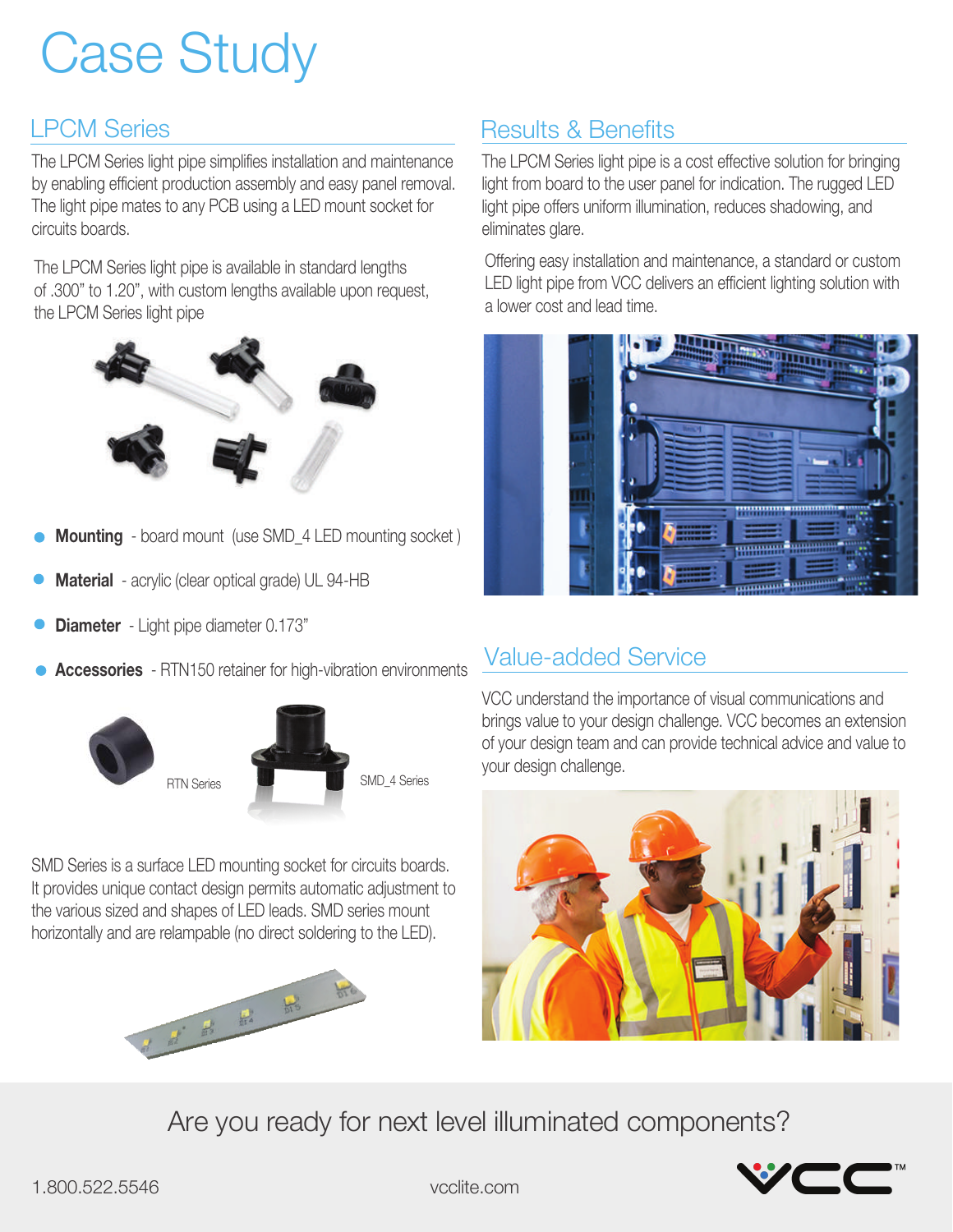# Case Study

## LPCM Series

The LPCM Series light pipe simplifies installation and maintenance by enabling efficient production assembly and easy panel removal. The light pipe mates to any PCB using a LED mount socket for circuits boards.

The LPCM Series light pipe is available in standard lengths of .300" to 1.20", with custom lengths available upon request, the LPCM Series light pipe

- **Mounting** - board mount (use SMD_4 LED mounting socket )
- **Material** - acrylic (clear optical grade) UL 94-HB
- **Diameter** - Light pipe diameter 0.173"
- **Accessories** - RTN150 retainer for high-vibration environments

RTN Series

SMD_4 Series

SMD Series is a surface LED mounting socket for circuits boards. It provides unique contact design permits automatic adjustment to the various sized and shapes of LED leads. SMD series mount horizontally and are relampable (no direct soldering to the LED).

## Results & Benefits

The LPCM Series light pipe is a cost effective solution for bringing light from board to the user panel for indication. The rugged LED light pipe offers uniform illumination, reduces shadowing, and eliminates glare.

Offering easy installation and maintenance, a standard or custom LED light pipe from VCC delivers an efficient lighting solution with a lower cost and lead time.

## Value-added Service

VCC understand the importance of visual communications and brings value to your design challenge. VCC becomes an extension of your design team and can provide technical advice and value to your design challenge.

Are you ready for next level illuminated components?

1.800.522.5546

vcclite.com